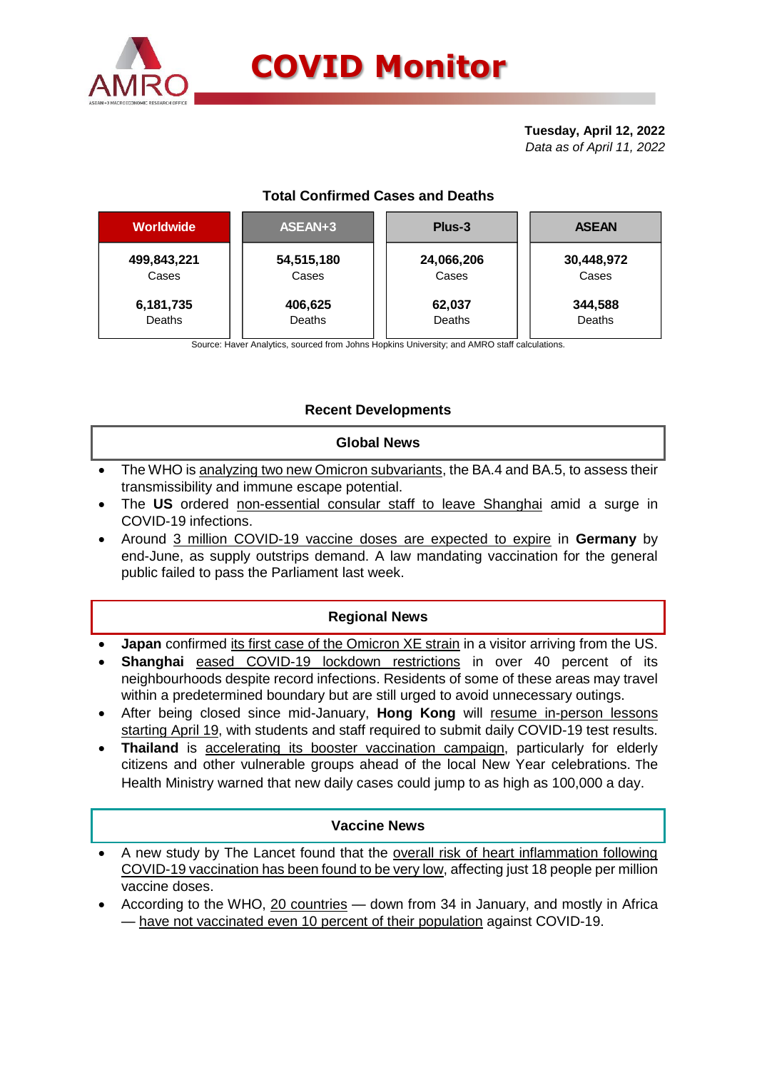# COVID Monitor

**Tuesday, April 12, 2022**
*Data as of April 11, 2022*

## Total Confirmed Cases and Deaths

| Worldwide | ASEAN+3 | Plus-3 | ASEAN |
|---|---|---|---|
| **499,843,221** Cases | **54,515,180** Cases | **24,066,206** Cases | **30,448,972** Cases |
| **6,181,735** Deaths | **406,625** Deaths | **62,037** Deaths | **344,588** Deaths |

Source: Haver Analytics, sourced from Johns Hopkins University; and AMRO staff calculations.

## Recent Developments

### Global News

- The WHO is analyzing two new Omicron subvariants, the BA.4 and BA.5, to assess their transmissibility and immune escape potential.
- The **US** ordered non-essential consular staff to leave Shanghai amid a surge in COVID-19 infections.
- Around 3 million COVID-19 vaccine doses are expected to expire in **Germany** by end-June, as supply outstrips demand. A law mandating vaccination for the general public failed to pass the Parliament last week.

### Regional News

- **Japan** confirmed its first case of the Omicron XE strain in a visitor arriving from the US.
- **Shanghai** eased COVID-19 lockdown restrictions in over 40 percent of its neighbourhoods despite record infections. Residents of some of these areas may travel within a predetermined boundary but are still urged to avoid unnecessary outings.
- After being closed since mid-January, **Hong Kong** will resume in-person lessons starting April 19, with students and staff required to submit daily COVID-19 test results.
- **Thailand** is accelerating its booster vaccination campaign, particularly for elderly citizens and other vulnerable groups ahead of the local New Year celebrations. The Health Ministry warned that new daily cases could jump to as high as 100,000 a day.

### Vaccine News

- A new study by The Lancet found that the overall risk of heart inflammation following COVID-19 vaccination has been found to be very low, affecting just 18 people per million vaccine doses.
- According to the WHO, 20 countries — down from 34 in January, and mostly in Africa — have not vaccinated even 10 percent of their population against COVID-19.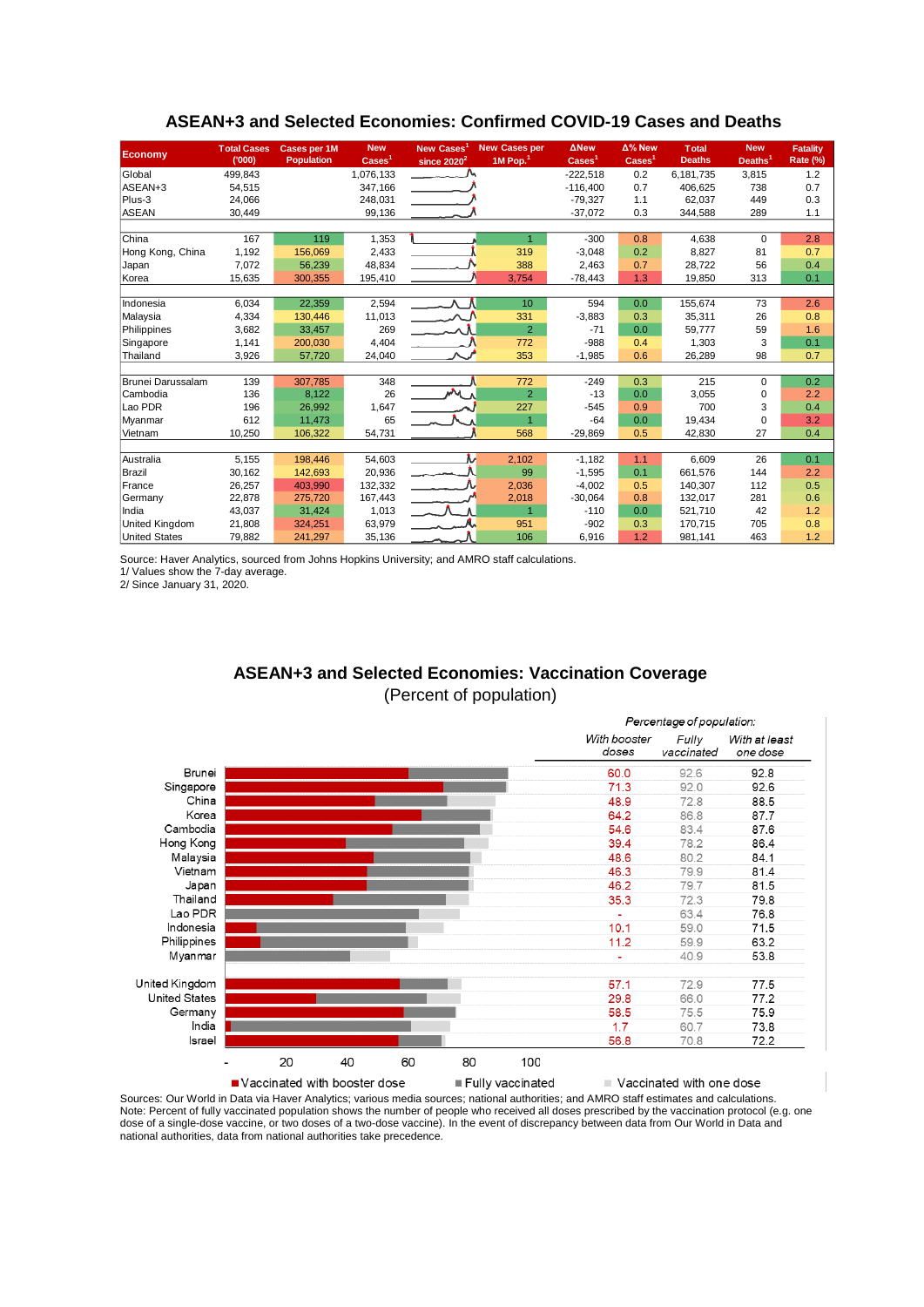## ASEAN+3 and Selected Economies: Confirmed COVID-19 Cases and Deaths

| Economy | Total Cases ('000) | Cases per 1M Population | New Cases[1] | New Cases[1] since 2020[2] | New Cases per 1M Pop.[1] | ΔNew Cases[1] | Δ% New Cases[1] | Total Deaths | New Deaths[1] | Fatality Rate (%) |
|---|---|---|---|---|---|---|---|---|---|---|
| Global | 499,843 | | 1,076,133 | | | -222,518 | 0.2 | 6,181,735 | 3,815 | 1.2 |
| ASEAN+3 | 54,515 | | 347,166 | | | -116,400 | 0.7 | 406,625 | 738 | 0.7 |
| Plus-3 | 24,066 | | 248,031 | | | -79,327 | 1.1 | 62,037 | 449 | 0.3 |
| ASEAN | 30,449 | | 99,136 | | | -37,072 | 0.3 | 344,588 | 289 | 1.1 |
| | | | | | | | | | | |
| China | 167 | 119 | 1,353 | | 1 | -300 | 0.8 | 4,638 | 0 | 2.8 |
| Hong Kong, China | 1,192 | 156,069 | 2,433 | | 319 | -3,048 | 0.2 | 8,827 | 81 | 0.7 |
| Japan | 7,072 | 56,239 | 48,834 | | 388 | 2,463 | 0.7 | 28,722 | 56 | 0.4 |
| Korea | 15,635 | 300,355 | 195,410 | | 3,754 | -78,443 | 1.3 | 19,850 | 313 | 0.1 |
| | | | | | | | | | | |
| Indonesia | 6,034 | 22,359 | 2,594 | | 10 | 594 | 0.0 | 155,674 | 73 | 2.6 |
| Malaysia | 4,334 | 130,446 | 11,013 | | 331 | -3,883 | 0.3 | 35,311 | 26 | 0.8 |
| Philippines | 3,682 | 33,457 | 269 | | 2 | -71 | 0.0 | 59,777 | 59 | 1.6 |
| Singapore | 1,141 | 200,030 | 4,404 | | 772 | -988 | 0.4 | 1,303 | 3 | 0.1 |
| Thailand | 3,926 | 57,720 | 24,040 | | 353 | -1,985 | 0.6 | 26,289 | 98 | 0.7 |
| | | | | | | | | | | |
| Brunei Darussalam | 139 | 307,785 | 348 | | 772 | -249 | 0.3 | 215 | 0 | 0.2 |
| Cambodia | 136 | 8,122 | 26 | | 2 | -13 | 0.0 | 3,055 | 0 | 2.2 |
| Lao PDR | 196 | 26,992 | 1,647 | | 227 | -545 | 0.9 | 700 | 3 | 0.4 |
| Myanmar | 612 | 11,473 | 65 | | 1 | -64 | 0.0 | 19,434 | 0 | 3.2 |
| Vietnam | 10,250 | 106,322 | 54,731 | | 568 | -29,869 | 0.5 | 42,830 | 27 | 0.4 |
| | | | | | | | | | | |
| Australia | 5,155 | 198,446 | 54,603 | | 2,102 | -1,182 | 1.1 | 6,609 | 26 | 0.1 |
| Brazil | 30,162 | 142,693 | 20,936 | | 99 | -1,595 | 0.1 | 661,576 | 144 | 2.2 |
| France | 26,257 | 403,990 | 132,332 | | 2,036 | -4,002 | 0.5 | 140,307 | 112 | 0.5 |
| Germany | 22,878 | 275,720 | 167,443 | | 2,018 | -30,064 | 0.8 | 132,017 | 281 | 0.6 |
| India | 43,037 | 31,424 | 1,013 | | 1 | -110 | 0.0 | 521,710 | 42 | 1.2 |
| United Kingdom | 21,808 | 324,251 | 63,979 | | 951 | -902 | 0.3 | 170,715 | 705 | 0.8 |
| United States | 79,882 | 241,297 | 35,136 | | 106 | 6,916 | 1.2 | 981,141 | 463 | 1.2 |

Source: Haver Analytics, sourced from Johns Hopkins University; and AMRO staff calculations.
1/ Values show the 7-day average.
2/ Since January 31, 2020.

## ASEAN+3 and Selected Economies: Vaccination Coverage

(Percent of population)

*Percentage of population:*

| Economy | *With booster doses* | *Fully vaccinated* | *With at least one dose* |
|---|---|---|---|
| Brunei | 60.0 | 92.6 | 92.8 |
| Singapore | 71.3 | 92.0 | 92.6 |
| China | 48.9 | 72.8 | 88.5 |
| Korea | 64.2 | 86.8 | 87.7 |
| Cambodia | 54.6 | 83.4 | 87.6 |
| Hong Kong | 39.4 | 78.2 | 86.4 |
| Malaysia | 48.6 | 80.2 | 84.1 |
| Vietnam | 46.3 | 79.9 | 81.4 |
| Japan | 46.2 | 79.7 | 81.5 |
| Thailand | 35.3 | 72.3 | 79.8 |
| Lao PDR | - | 63.4 | 76.8 |
| Indonesia | 10.1 | 59.0 | 71.5 |
| Philippines | 11.2 | 59.9 | 63.2 |
| Myanmar | - | 40.9 | 53.8 |
| | | | |
| United Kingdom | 57.1 | 72.9 | 77.5 |
| United States | 29.8 | 66.0 | 77.2 |
| Germany | 58.5 | 75.5 | 75.9 |
| India | 1.7 | 60.7 | 73.8 |
| Israel | 56.8 | 70.8 | 72.2 |

- 20 40 60 80 100

Vaccinated with booster dose | Fully vaccinated | Vaccinated with one dose

Sources: Our World in Data via Haver Analytics; various media sources; national authorities; and AMRO staff estimates and calculations.
Note: Percent of fully vaccinated population shows the number of people who received all doses prescribed by the vaccination protocol (e.g. one dose of a single-dose vaccine, or two doses of a two-dose vaccine). In the event of discrepancy between data from Our World in Data and national authorities, data from national authorities take precedence.